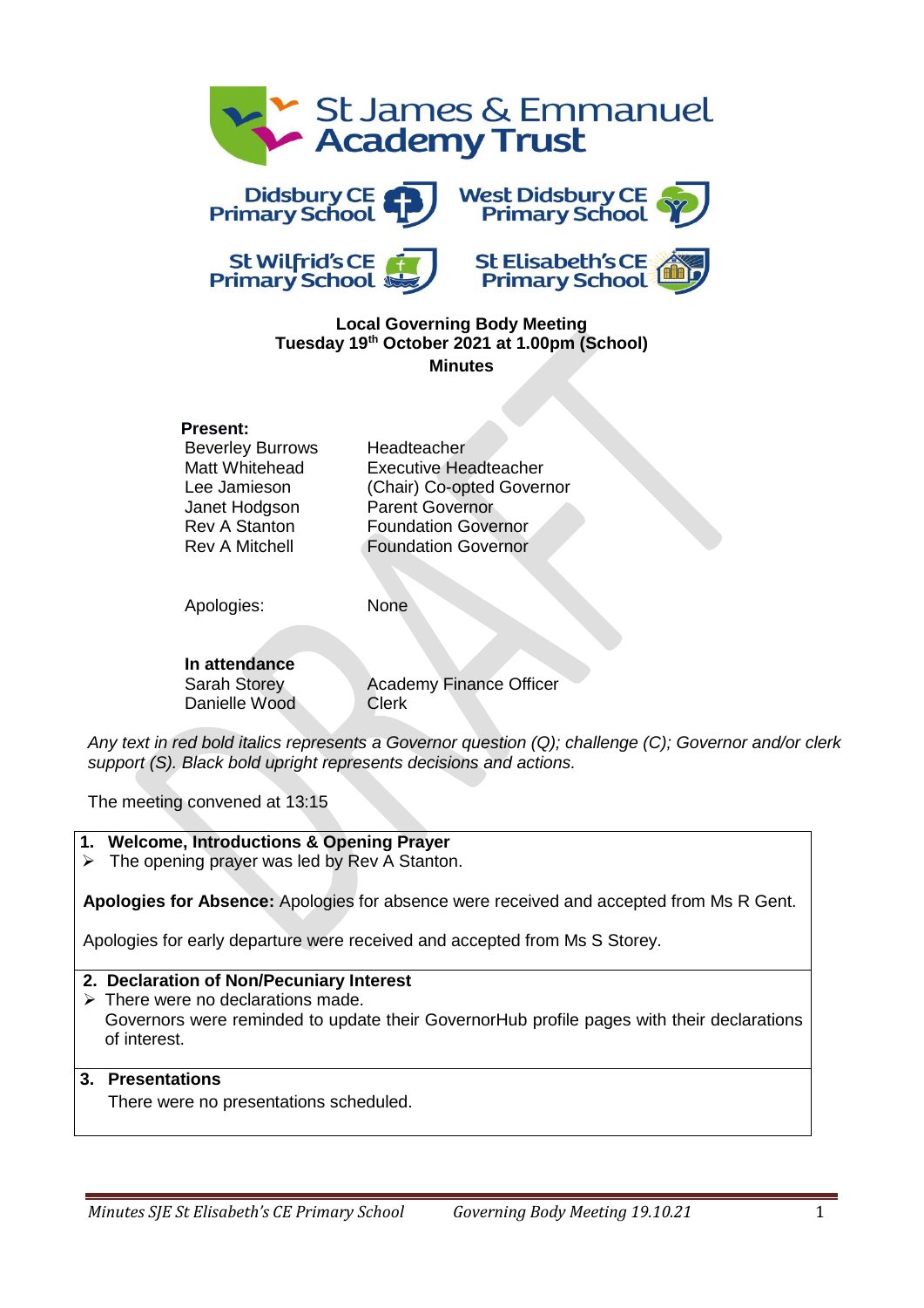St James & Emmanuel Academy Trust

Didsbury CE Primary School | West Didsbury CE Primary School | St Wilfrid's CE Primary School | St Elisabeth's CE Primary School

**Local Governing Body Meeting**
**Tuesday 19th October 2021 at 1.00pm (School)**
**Minutes**

**Present:**

| | |
|---|---|
| Beverley Burrows | Headteacher |
| Matt Whitehead | Executive Headteacher |
| Lee Jamieson | (Chair) Co-opted Governor |
| Janet Hodgson | Parent Governor |
| Rev A Stanton | Foundation Governor |
| Rev A Mitchell | Foundation Governor |

Apologies: None

**In attendance**

| | |
|---|---|
| Sarah Storey | Academy Finance Officer |
| Danielle Wood | Clerk |

*Any text in red bold italics represents a Governor question (Q); challenge (C); Governor and/or clerk support (S). Black bold upright represents decisions and actions.*

The meeting convened at 13:15

**1. Welcome, Introductions & Opening Prayer**

- The opening prayer was led by Rev A Stanton.

**Apologies for Absence:** Apologies for absence were received and accepted from Ms R Gent.

Apologies for early departure were received and accepted from Ms S Storey.

**2. Declaration of Non/Pecuniary Interest**

- There were no declarations made.
  Governors were reminded to update their GovernorHub profile pages with their declarations of interest.

**3. Presentations**

There were no presentations scheduled.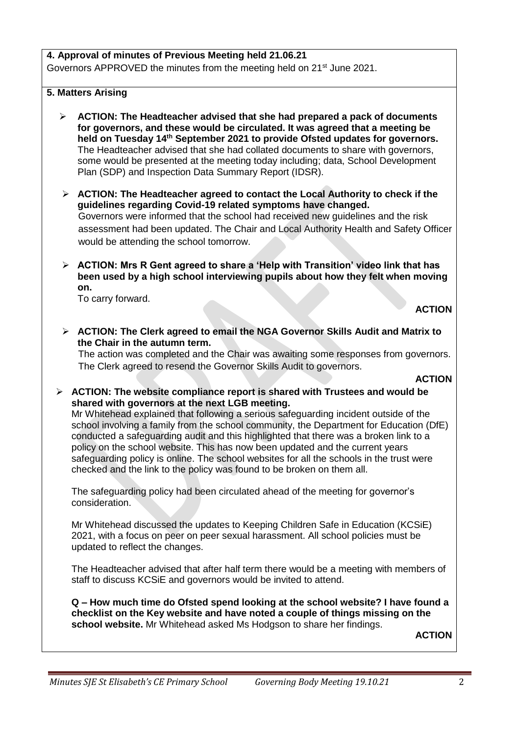**4. Approval of minutes of Previous Meeting held 21.06.21**

Governors APPROVED the minutes from the meeting held on 21st June 2021.

**5. Matters Arising**

- **ACTION: The Headteacher advised that she had prepared a pack of documents for governors, and these would be circulated. It was agreed that a meeting be held on Tuesday 14th September 2021 to provide Ofsted updates for governors.** The Headteacher advised that she had collated documents to share with governors, some would be presented at the meeting today including; data, School Development Plan (SDP) and Inspection Data Summary Report (IDSR).

- **ACTION: The Headteacher agreed to contact the Local Authority to check if the guidelines regarding Covid-19 related symptoms have changed.** Governors were informed that the school had received new guidelines and the risk assessment had been updated. The Chair and Local Authority Health and Safety Officer would be attending the school tomorrow.

- **ACTION: Mrs R Gent agreed to share a 'Help with Transition' video link that has been used by a high school interviewing pupils about how they felt when moving on.**
  To carry forward.

  **ACTION**

- **ACTION: The Clerk agreed to email the NGA Governor Skills Audit and Matrix to the Chair in the autumn term.**
  The action was completed and the Chair was awaiting some responses from governors. The Clerk agreed to resend the Governor Skills Audit to governors.

  **ACTION**

- **ACTION: The website compliance report is shared with Trustees and would be shared with governors at the next LGB meeting.**
  Mr Whitehead explained that following a serious safeguarding incident outside of the school involving a family from the school community, the Department for Education (DfE) conducted a safeguarding audit and this highlighted that there was a broken link to a policy on the school website. This has now been updated and the current years safeguarding policy is online. The school websites for all the schools in the trust were checked and the link to the policy was found to be broken on them all.

  The safeguarding policy had been circulated ahead of the meeting for governor's consideration.

  Mr Whitehead discussed the updates to Keeping Children Safe in Education (KCSiE) 2021, with a focus on peer on peer sexual harassment. All school policies must be updated to reflect the changes.

  The Headteacher advised that after half term there would be a meeting with members of staff to discuss KCSiE and governors would be invited to attend.

  **Q – How much time do Ofsted spend looking at the school website? I have found a checklist on the Key website and have noted a couple of things missing on the school website.** Mr Whitehead asked Ms Hodgson to share her findings.

  **ACTION**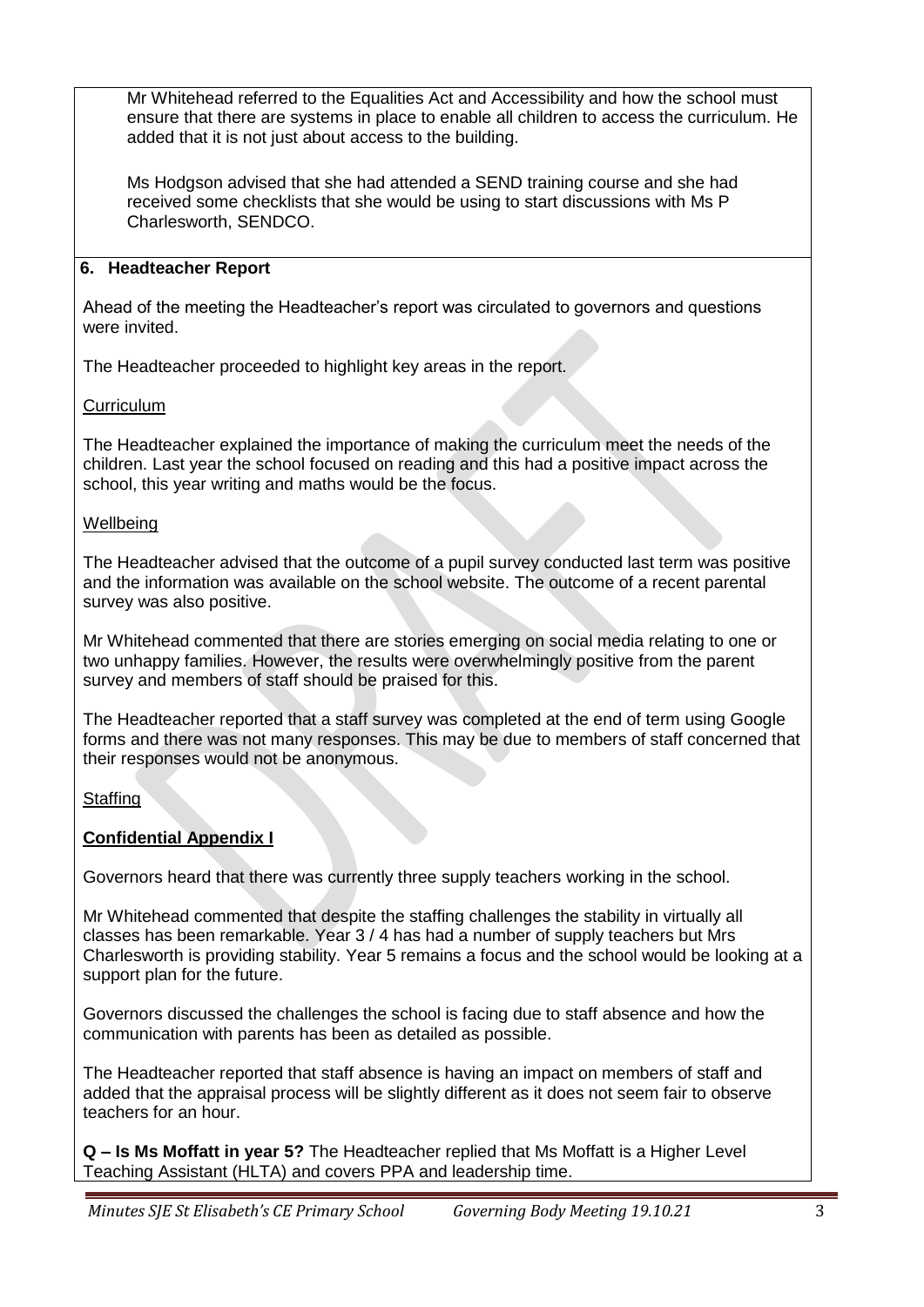Mr Whitehead referred to the Equalities Act and Accessibility and how the school must ensure that there are systems in place to enable all children to access the curriculum. He added that it is not just about access to the building.

Ms Hodgson advised that she had attended a SEND training course and she had received some checklists that she would be using to start discussions with Ms P Charlesworth, SENDCO.

## 6. Headteacher Report

Ahead of the meeting the Headteacher's report was circulated to governors and questions were invited.

The Headteacher proceeded to highlight key areas in the report.

<u>Curriculum</u>

The Headteacher explained the importance of making the curriculum meet the needs of the children. Last year the school focused on reading and this had a positive impact across the school, this year writing and maths would be the focus.

<u>Wellbeing</u>

The Headteacher advised that the outcome of a pupil survey conducted last term was positive and the information was available on the school website. The outcome of a recent parental survey was also positive.

Mr Whitehead commented that there are stories emerging on social media relating to one or two unhappy families. However, the results were overwhelmingly positive from the parent survey and members of staff should be praised for this.

The Headteacher reported that a staff survey was completed at the end of term using Google forms and there was not many responses. This may be due to members of staff concerned that their responses would not be anonymous.

<u>Staffing</u>

**<u>Confidential Appendix I</u>**

Governors heard that there was currently three supply teachers working in the school.

Mr Whitehead commented that despite the staffing challenges the stability in virtually all classes has been remarkable. Year 3 / 4 has had a number of supply teachers but Mrs Charlesworth is providing stability. Year 5 remains a focus and the school would be looking at a support plan for the future.

Governors discussed the challenges the school is facing due to staff absence and how the communication with parents has been as detailed as possible.

The Headteacher reported that staff absence is having an impact on members of staff and added that the appraisal process will be slightly different as it does not seem fair to observe teachers for an hour.

**Q – Is Ms Moffatt in year 5?** The Headteacher replied that Ms Moffatt is a Higher Level Teaching Assistant (HLTA) and covers PPA and leadership time.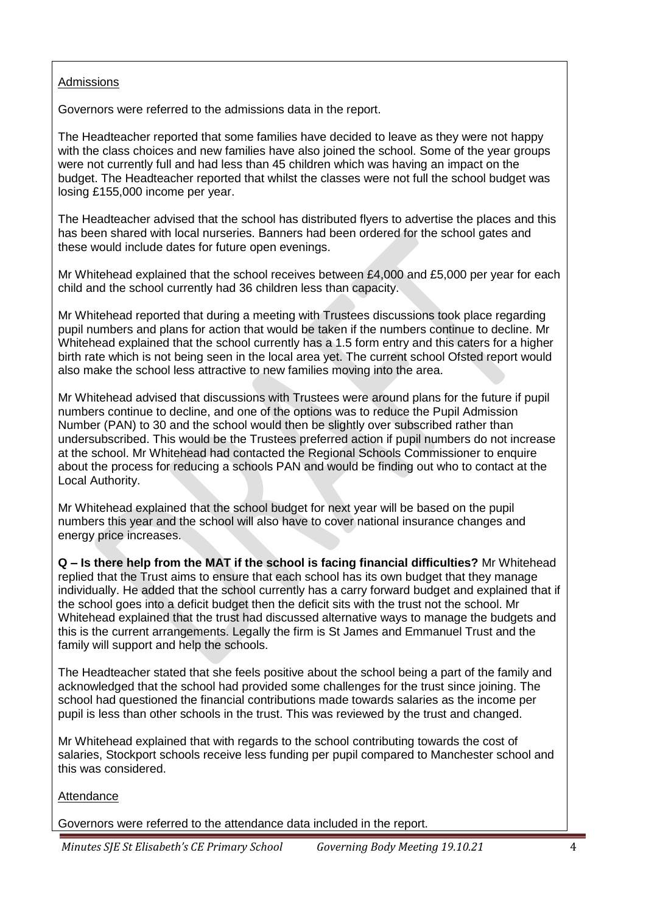Admissions

Governors were referred to the admissions data in the report.

The Headteacher reported that some families have decided to leave as they were not happy with the class choices and new families have also joined the school. Some of the year groups were not currently full and had less than 45 children which was having an impact on the budget. The Headteacher reported that whilst the classes were not full the school budget was losing £155,000 income per year.

The Headteacher advised that the school has distributed flyers to advertise the places and this has been shared with local nurseries. Banners had been ordered for the school gates and these would include dates for future open evenings.

Mr Whitehead explained that the school receives between £4,000 and £5,000 per year for each child and the school currently had 36 children less than capacity.

Mr Whitehead reported that during a meeting with Trustees discussions took place regarding pupil numbers and plans for action that would be taken if the numbers continue to decline. Mr Whitehead explained that the school currently has a 1.5 form entry and this caters for a higher birth rate which is not being seen in the local area yet. The current school Ofsted report would also make the school less attractive to new families moving into the area.

Mr Whitehead advised that discussions with Trustees were around plans for the future if pupil numbers continue to decline, and one of the options was to reduce the Pupil Admission Number (PAN) to 30 and the school would then be slightly over subscribed rather than undersubscribed. This would be the Trustees preferred action if pupil numbers do not increase at the school. Mr Whitehead had contacted the Regional Schools Commissioner to enquire about the process for reducing a schools PAN and would be finding out who to contact at the Local Authority.

Mr Whitehead explained that the school budget for next year will be based on the pupil numbers this year and the school will also have to cover national insurance changes and energy price increases.

**Q – Is there help from the MAT if the school is facing financial difficulties?** Mr Whitehead replied that the Trust aims to ensure that each school has its own budget that they manage individually. He added that the school currently has a carry forward budget and explained that if the school goes into a deficit budget then the deficit sits with the trust not the school. Mr Whitehead explained that the trust had discussed alternative ways to manage the budgets and this is the current arrangements. Legally the firm is St James and Emmanuel Trust and the family will support and help the schools.

The Headteacher stated that she feels positive about the school being a part of the family and acknowledged that the school had provided some challenges for the trust since joining. The school had questioned the financial contributions made towards salaries as the income per pupil is less than other schools in the trust. This was reviewed by the trust and changed.

Mr Whitehead explained that with regards to the school contributing towards the cost of salaries, Stockport schools receive less funding per pupil compared to Manchester school and this was considered.

Attendance

Governors were referred to the attendance data included in the report.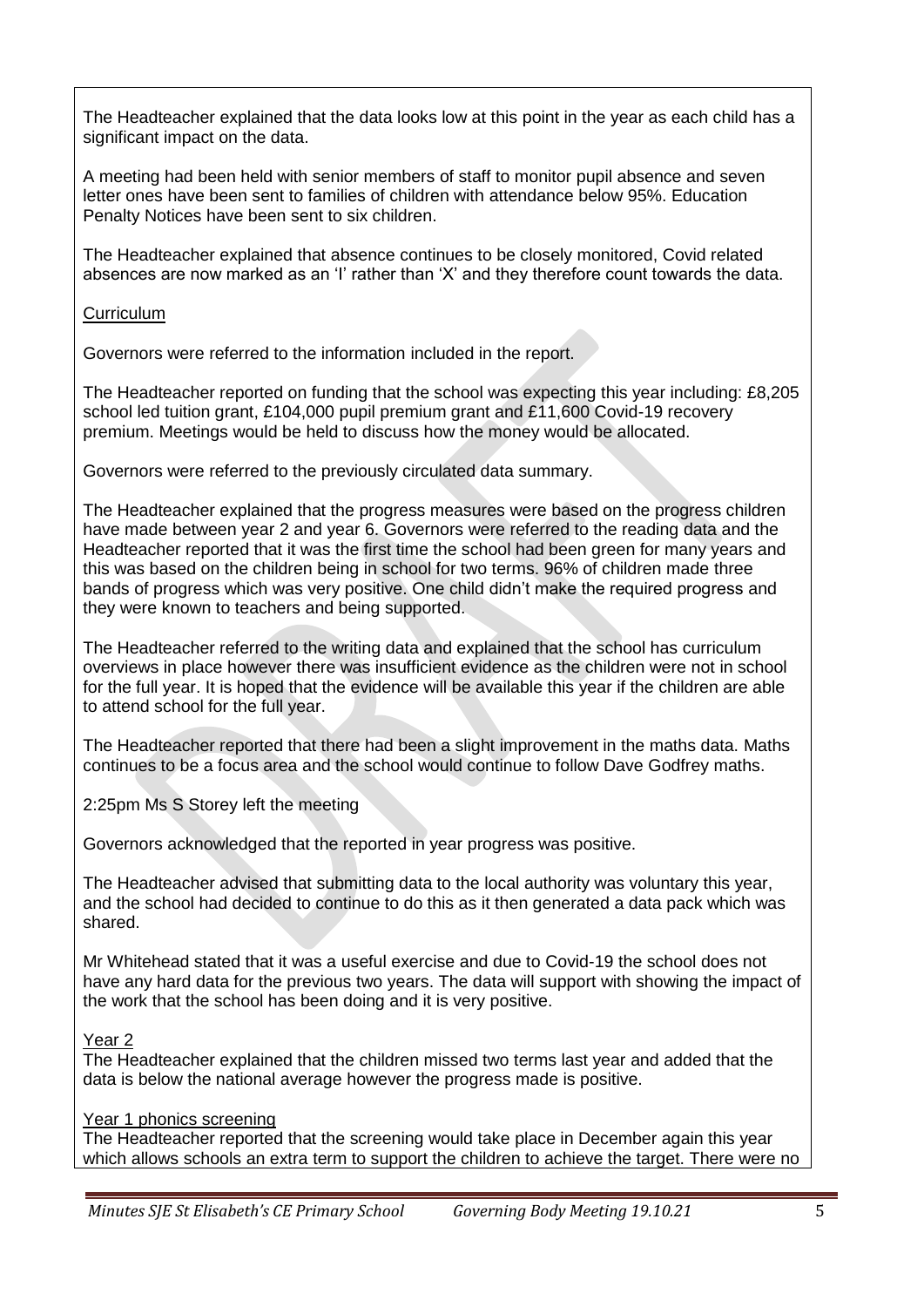The Headteacher explained that the data looks low at this point in the year as each child has a significant impact on the data.

A meeting had been held with senior members of staff to monitor pupil absence and seven letter ones have been sent to families of children with attendance below 95%. Education Penalty Notices have been sent to six children.

The Headteacher explained that absence continues to be closely monitored, Covid related absences are now marked as an 'I' rather than 'X' and they therefore count towards the data.

Curriculum

Governors were referred to the information included in the report.

The Headteacher reported on funding that the school was expecting this year including: £8,205 school led tuition grant, £104,000 pupil premium grant and £11,600 Covid-19 recovery premium. Meetings would be held to discuss how the money would be allocated.

Governors were referred to the previously circulated data summary.

The Headteacher explained that the progress measures were based on the progress children have made between year 2 and year 6. Governors were referred to the reading data and the Headteacher reported that it was the first time the school had been green for many years and this was based on the children being in school for two terms. 96% of children made three bands of progress which was very positive. One child didn't make the required progress and they were known to teachers and being supported.

The Headteacher referred to the writing data and explained that the school has curriculum overviews in place however there was insufficient evidence as the children were not in school for the full year. It is hoped that the evidence will be available this year if the children are able to attend school for the full year.

The Headteacher reported that there had been a slight improvement in the maths data. Maths continues to be a focus area and the school would continue to follow Dave Godfrey maths.

2:25pm Ms S Storey left the meeting

Governors acknowledged that the reported in year progress was positive.

The Headteacher advised that submitting data to the local authority was voluntary this year, and the school had decided to continue to do this as it then generated a data pack which was shared.

Mr Whitehead stated that it was a useful exercise and due to Covid-19 the school does not have any hard data for the previous two years. The data will support with showing the impact of the work that the school has been doing and it is very positive.

Year 2
The Headteacher explained that the children missed two terms last year and added that the data is below the national average however the progress made is positive.

Year 1 phonics screening
The Headteacher reported that the screening would take place in December again this year which allows schools an extra term to support the children to achieve the target. There were no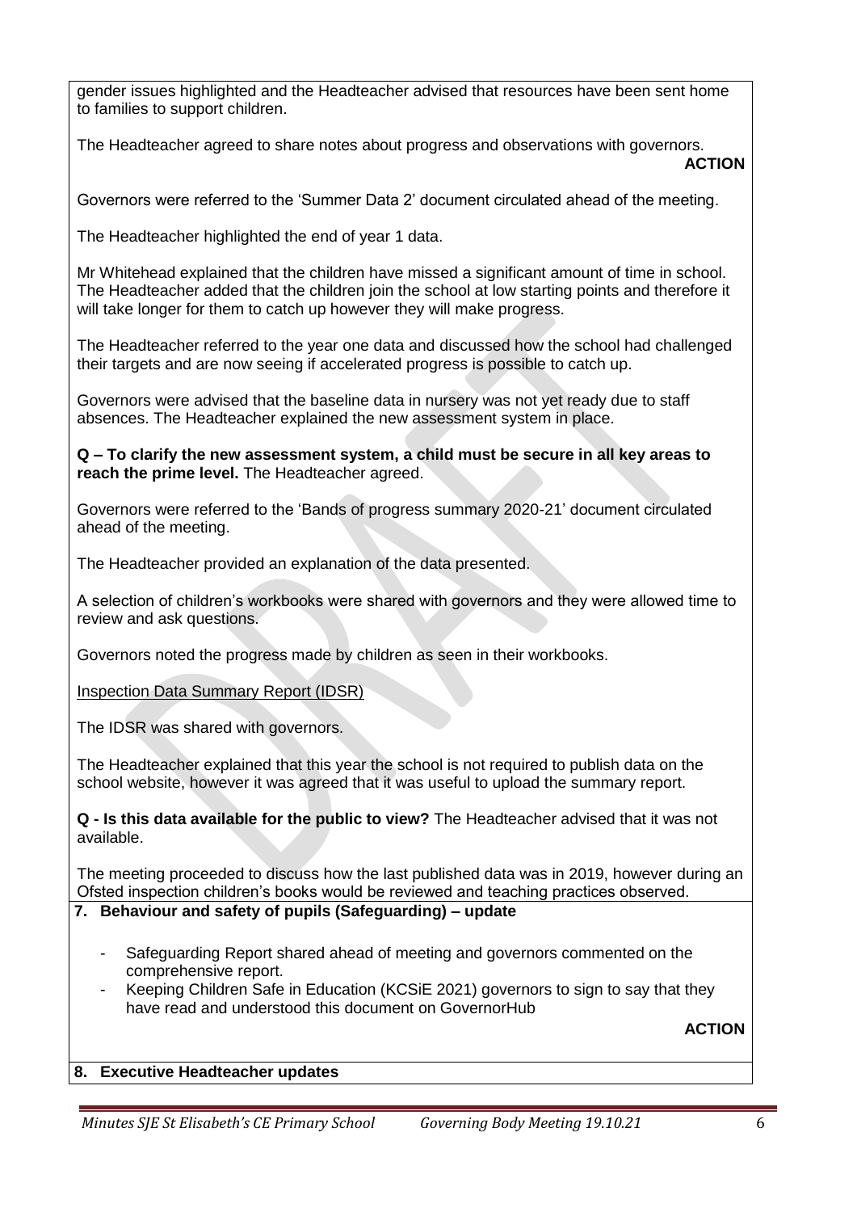gender issues highlighted and the Headteacher advised that resources have been sent home to families to support children.

The Headteacher agreed to share notes about progress and observations with governors.

**ACTION**

Governors were referred to the 'Summer Data 2' document circulated ahead of the meeting.

The Headteacher highlighted the end of year 1 data.

Mr Whitehead explained that the children have missed a significant amount of time in school. The Headteacher added that the children join the school at low starting points and therefore it will take longer for them to catch up however they will make progress.

The Headteacher referred to the year one data and discussed how the school had challenged their targets and are now seeing if accelerated progress is possible to catch up.

Governors were advised that the baseline data in nursery was not yet ready due to staff absences. The Headteacher explained the new assessment system in place.

**Q – To clarify the new assessment system, a child must be secure in all key areas to reach the prime level.** The Headteacher agreed.

Governors were referred to the 'Bands of progress summary 2020-21' document circulated ahead of the meeting.

The Headteacher provided an explanation of the data presented.

A selection of children's workbooks were shared with governors and they were allowed time to review and ask questions.

Governors noted the progress made by children as seen in their workbooks.

Inspection Data Summary Report (IDSR)

The IDSR was shared with governors.

The Headteacher explained that this year the school is not required to publish data on the school website, however it was agreed that it was useful to upload the summary report.

**Q - Is this data available for the public to view?** The Headteacher advised that it was not available.

The meeting proceeded to discuss how the last published data was in 2019, however during an Ofsted inspection children's books would be reviewed and teaching practices observed.

## 7. Behaviour and safety of pupils (Safeguarding) – update

- Safeguarding Report shared ahead of meeting and governors commented on the comprehensive report.
- Keeping Children Safe in Education (KCSiE 2021) governors to sign to say that they have read and understood this document on GovernorHub

**ACTION**

## 8. Executive Headteacher updates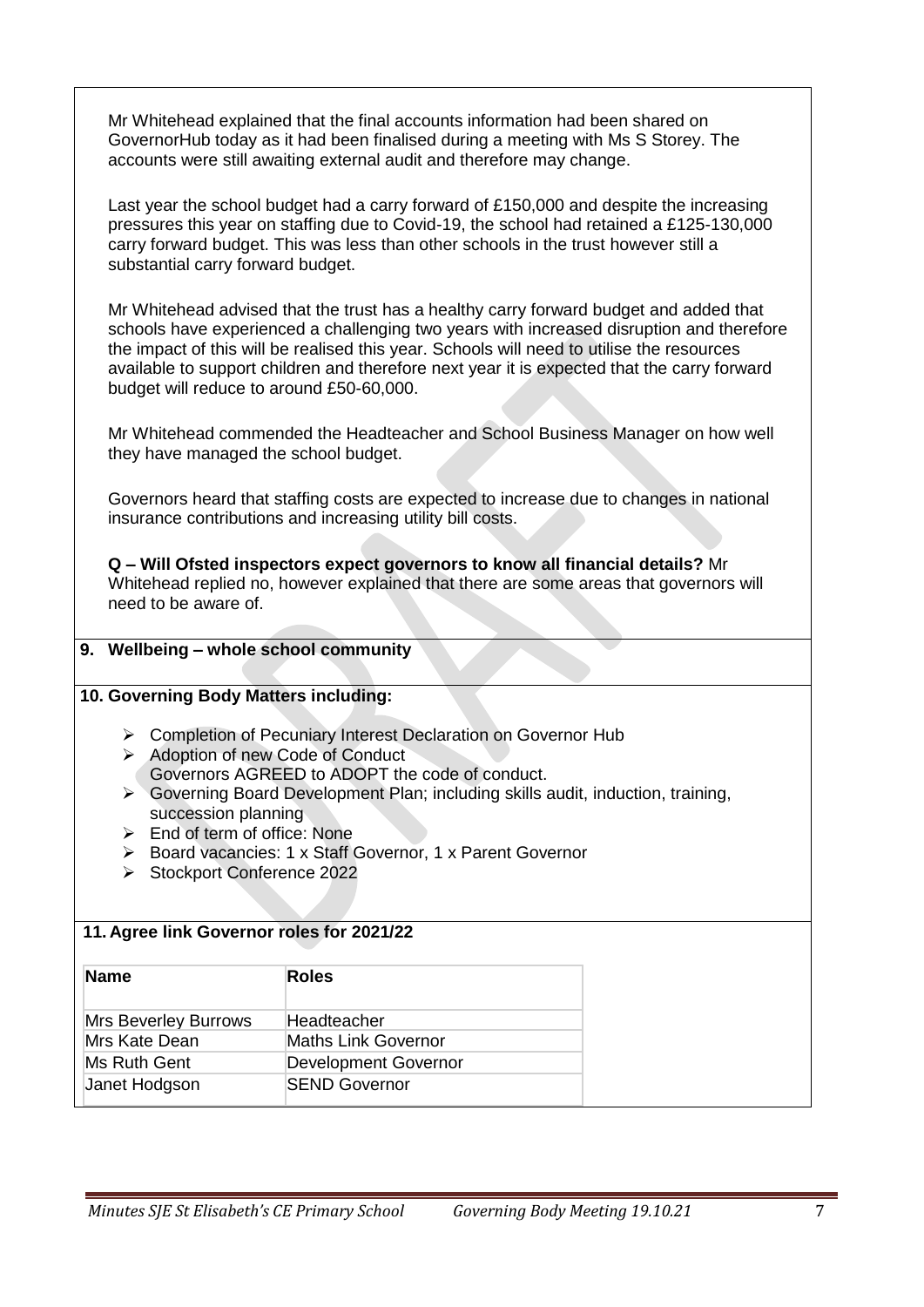Mr Whitehead explained that the final accounts information had been shared on GovernorHub today as it had been finalised during a meeting with Ms S Storey. The accounts were still awaiting external audit and therefore may change.

Last year the school budget had a carry forward of £150,000 and despite the increasing pressures this year on staffing due to Covid-19, the school had retained a £125-130,000 carry forward budget. This was less than other schools in the trust however still a substantial carry forward budget.

Mr Whitehead advised that the trust has a healthy carry forward budget and added that schools have experienced a challenging two years with increased disruption and therefore the impact of this will be realised this year. Schools will need to utilise the resources available to support children and therefore next year it is expected that the carry forward budget will reduce to around £50-60,000.

Mr Whitehead commended the Headteacher and School Business Manager on how well they have managed the school budget.

Governors heard that staffing costs are expected to increase due to changes in national insurance contributions and increasing utility bill costs.

**Q – Will Ofsted inspectors expect governors to know all financial details?** Mr Whitehead replied no, however explained that there are some areas that governors will need to be aware of.

## 9. Wellbeing – whole school community

## 10. Governing Body Matters including:

- Completion of Pecuniary Interest Declaration on Governor Hub
- Adoption of new Code of Conduct
  Governors AGREED to ADOPT the code of conduct.
- Governing Board Development Plan; including skills audit, induction, training, succession planning
- End of term of office: None
- Board vacancies: 1 x Staff Governor, 1 x Parent Governor
- Stockport Conference 2022

## 11. Agree link Governor roles for 2021/22

| Name | Roles |
|---|---|
| Mrs Beverley Burrows | Headteacher |
| Mrs Kate Dean | Maths Link Governor |
| Ms Ruth Gent | Development Governor |
| Janet Hodgson | SEND Governor |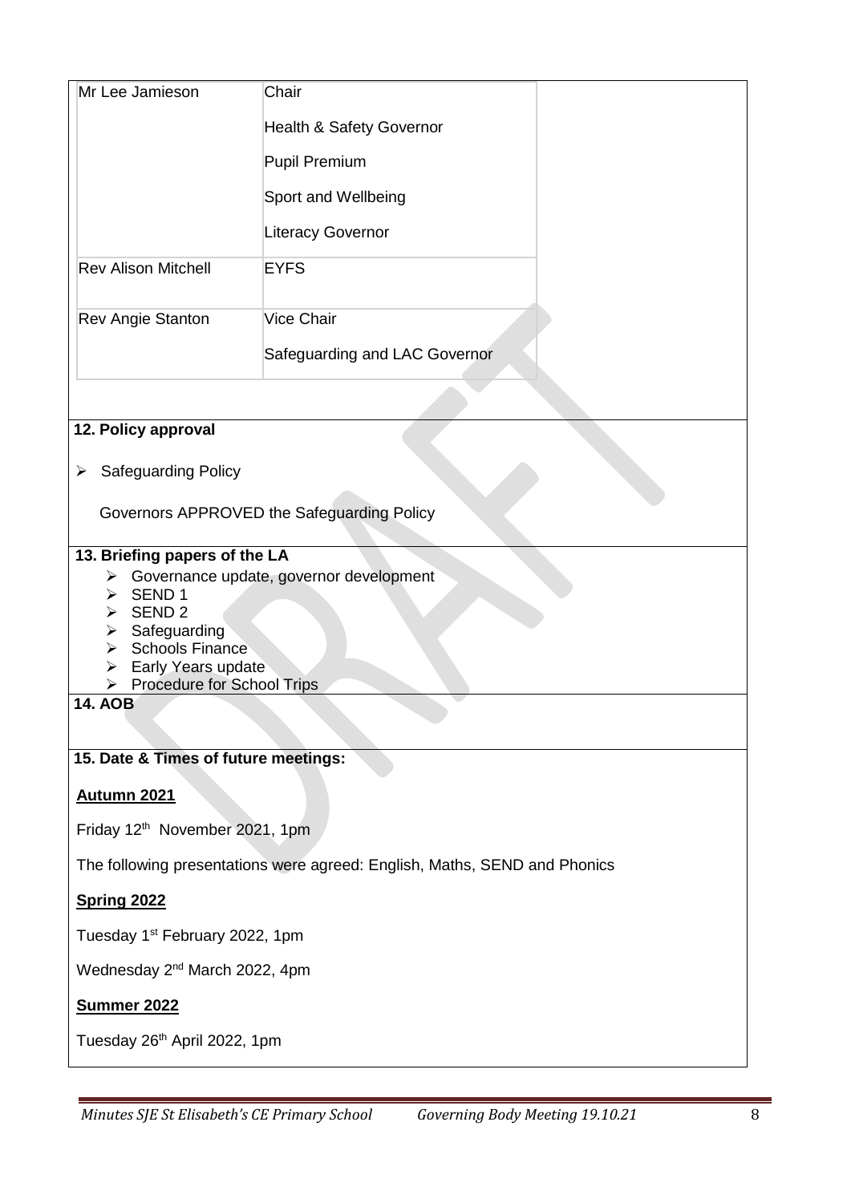| Mr Lee Jamieson | Chair<br><br>Health & Safety Governor<br><br>Pupil Premium<br><br>Sport and Wellbeing<br><br>Literacy Governor |
| --- | --- |
| Rev Alison Mitchell | EYFS |
| Rev Angie Stanton | Vice Chair<br><br>Safeguarding and LAC Governor |

**12. Policy approval**

- Safeguarding Policy

  Governors APPROVED the Safeguarding Policy

**13. Briefing papers of the LA**

- Governance update, governor development
- SEND 1
- SEND 2
- Safeguarding
- Schools Finance
- Early Years update
- Procedure for School Trips

**14. AOB**

**15. Date & Times of future meetings:**

**Autumn 2021**

Friday 12th November 2021, 1pm

The following presentations were agreed: English, Maths, SEND and Phonics

**Spring 2022**

Tuesday 1st February 2022, 1pm

Wednesday 2nd March 2022, 4pm

**Summer 2022**

Tuesday 26th April 2022, 1pm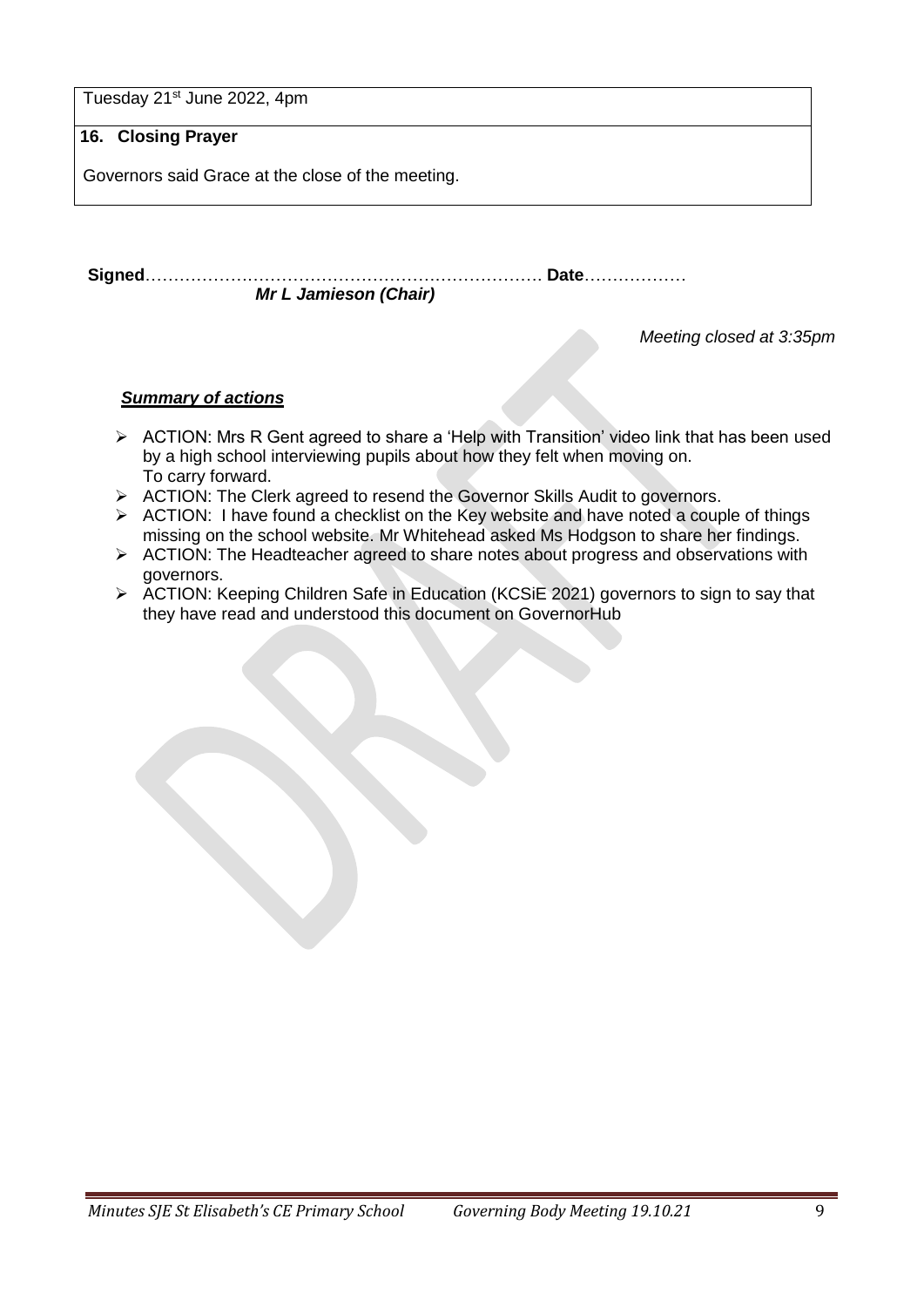Tuesday 21st June 2022, 4pm

**16. Closing Prayer**

Governors said Grace at the close of the meeting.

**Signed**……………………………………………………………… **Date**………………
***Mr L Jamieson (Chair)***

*Meeting closed at 3:35pm*

***Summary of actions***

- ACTION: Mrs R Gent agreed to share a 'Help with Transition' video link that has been used by a high school interviewing pupils about how they felt when moving on. To carry forward.
- ACTION: The Clerk agreed to resend the Governor Skills Audit to governors.
- ACTION: I have found a checklist on the Key website and have noted a couple of things missing on the school website. Mr Whitehead asked Ms Hodgson to share her findings.
- ACTION: The Headteacher agreed to share notes about progress and observations with governors.
- ACTION: Keeping Children Safe in Education (KCSiE 2021) governors to sign to say that they have read and understood this document on GovernorHub